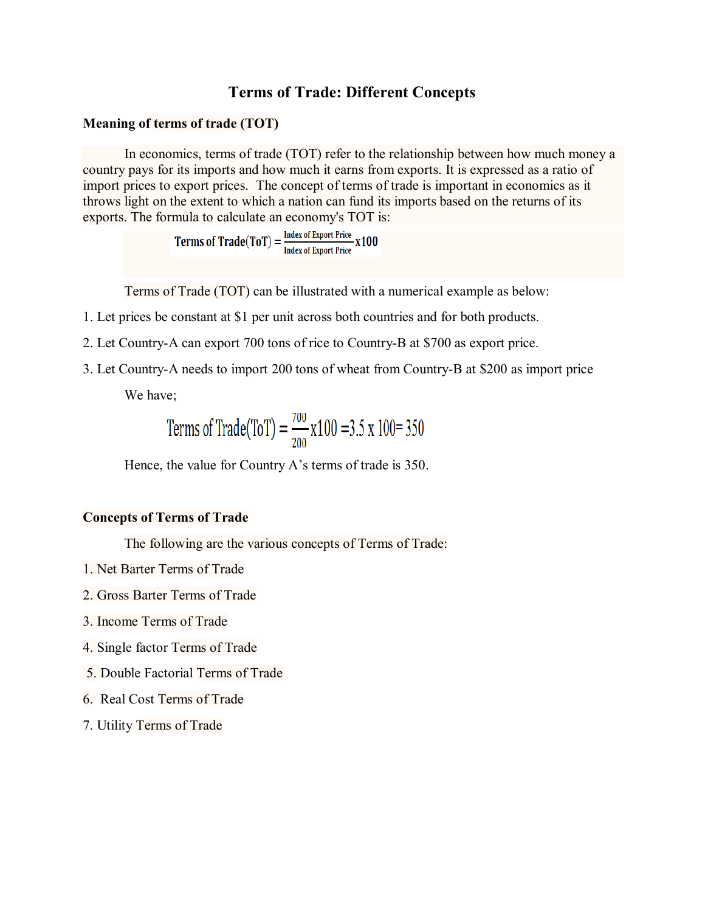# Terms of Trade: Different Concepts

## Meaning of terms of trade (TOT)

In economics, terms of trade (TOT) refer to the relationship between how much money a country pays for its imports and how much it earns from exports. It is expressed as a ratio of import prices to export prices. The concept of terms of trade is important in economics as it throws light on the extent to which a nation can fund its imports based on the returns of its exports. The formula to calculate an economy's TOT is:

$$\text{Terms of Trade(ToT)} = \frac{\text{Index of Export Price}}{\text{Index of Export Price}} \text{x100}$$

Terms of Trade (TOT) can be illustrated with a numerical example as below:

1. Let prices be constant at $1 per unit across both countries and for both products.
2. Let Country-A can export 700 tons of rice to Country-B at $700 as export price.
3. Let Country-A needs to import 200 tons of wheat from Country-B at $200 as import price

We have;

$$\text{Terms of Trade(ToT)} = \frac{700}{200} \text{x}100 = 3.5 \text{ x } 100 = 350$$

Hence, the value for Country A's terms of trade is 350.

## Concepts of Terms of Trade

The following are the various concepts of Terms of Trade:

1. Net Barter Terms of Trade
2. Gross Barter Terms of Trade
3. Income Terms of Trade
4. Single factor Terms of Trade
5. Double Factorial Terms of Trade
6. Real Cost Terms of Trade
7. Utility Terms of Trade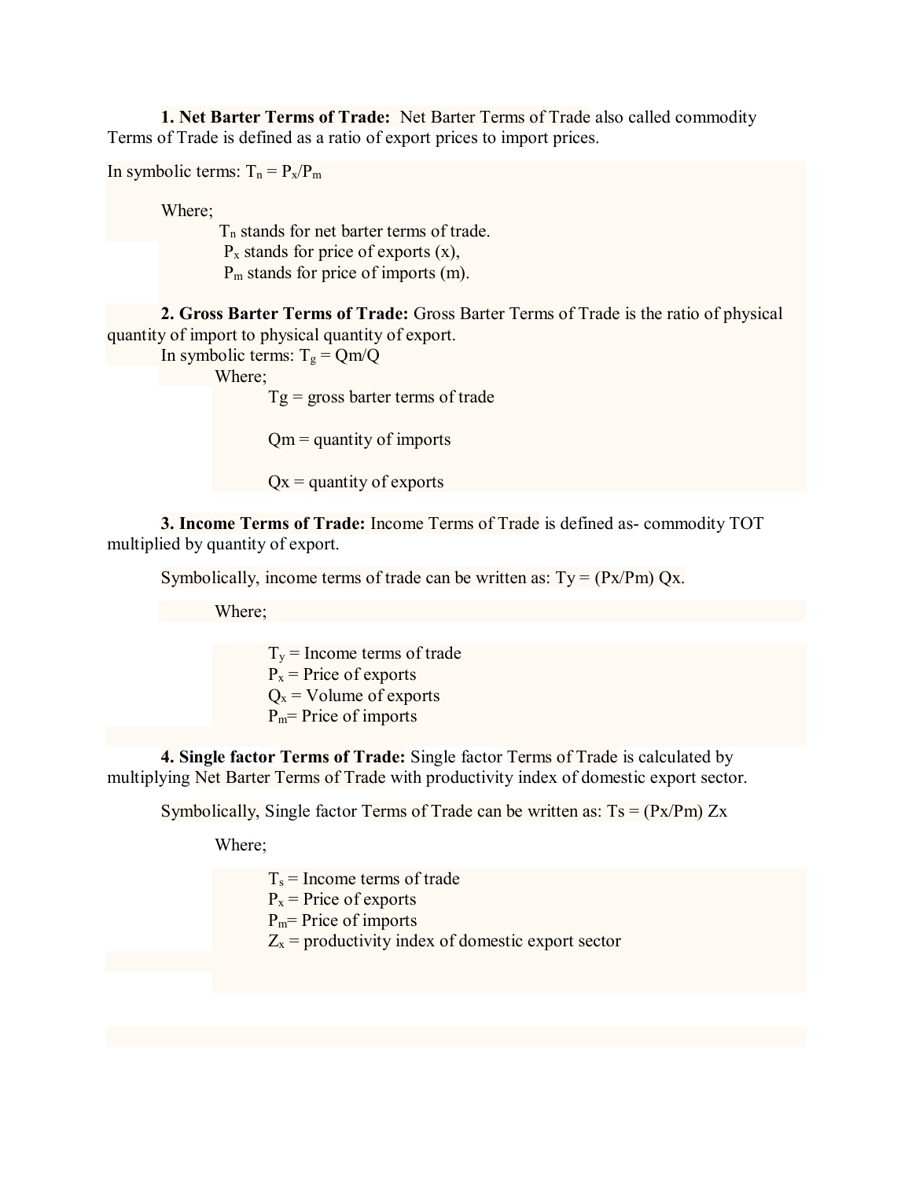**1. Net Barter Terms of Trade:** Net Barter Terms of Trade also called commodity Terms of Trade is defined as a ratio of export prices to import prices.

In symbolic terms: $T_n = P_x/P_m$

Where;

$T_n$ stands for net barter terms of trade.
$P_x$ stands for price of exports (x),
$P_m$ stands for price of imports (m).

**2. Gross Barter Terms of Trade:** Gross Barter Terms of Trade is the ratio of physical quantity of import to physical quantity of export.

In symbolic terms: $T_g = Qm/Q$

Where;

$Tg$ = gross barter terms of trade

$Qm$ = quantity of imports

$Qx$ = quantity of exports

**3. Income Terms of Trade:** Income Terms of Trade is defined as- commodity TOT multiplied by quantity of export.

Symbolically, income terms of trade can be written as: $Ty = (Px/Pm)\ Qx$.

Where;

$T_y$ = Income terms of trade
$P_x$ = Price of exports
$Q_x$ = Volume of exports
$P_m$= Price of imports

**4. Single factor Terms of Trade:** Single factor Terms of Trade is calculated by multiplying Net Barter Terms of Trade with productivity index of domestic export sector.

Symbolically, Single factor Terms of Trade can be written as: $Ts = (Px/Pm)\ Zx$

Where;

$T_s$ = Income terms of trade
$P_x$ = Price of exports
$P_m$= Price of imports
$Z_x$ = productivity index of domestic export sector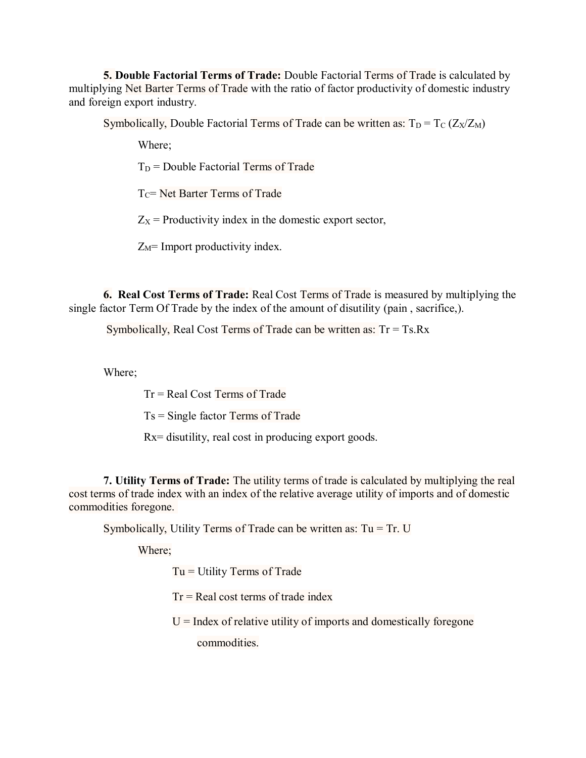**5. Double Factorial Terms of Trade:** Double Factorial Terms of Trade is calculated by multiplying Net Barter Terms of Trade with the ratio of factor productivity of domestic industry and foreign export industry.

Symbolically, Double Factorial Terms of Trade can be written as: $T_D = T_C\,(Z_X/Z_M)$

Where;

$T_D$ = Double Factorial Terms of Trade

$T_C$= Net Barter Terms of Trade

$Z_X$ = Productivity index in the domestic export sector,

$Z_M$= Import productivity index.

**6. Real Cost Terms of Trade:** Real Cost Terms of Trade is measured by multiplying the single factor Term Of Trade by the index of the amount of disutility (pain , sacrifice,).

Symbolically, Real Cost Terms of Trade can be written as: $Tr = Ts.Rx$

Where;

Tr = Real Cost Terms of Trade

Ts = Single factor Terms of Trade

Rx= disutility, real cost in producing export goods.

**7. Utility Terms of Trade:** The utility terms of trade is calculated by multiplying the real cost terms of trade index with an index of the relative average utility of imports and of domestic commodities foregone.

Symbolically, Utility Terms of Trade can be written as: $Tu = Tr.\,U$

Where;

Tu = Utility Terms of Trade

Tr = Real cost terms of trade index

U = Index of relative utility of imports and domestically foregone commodities.